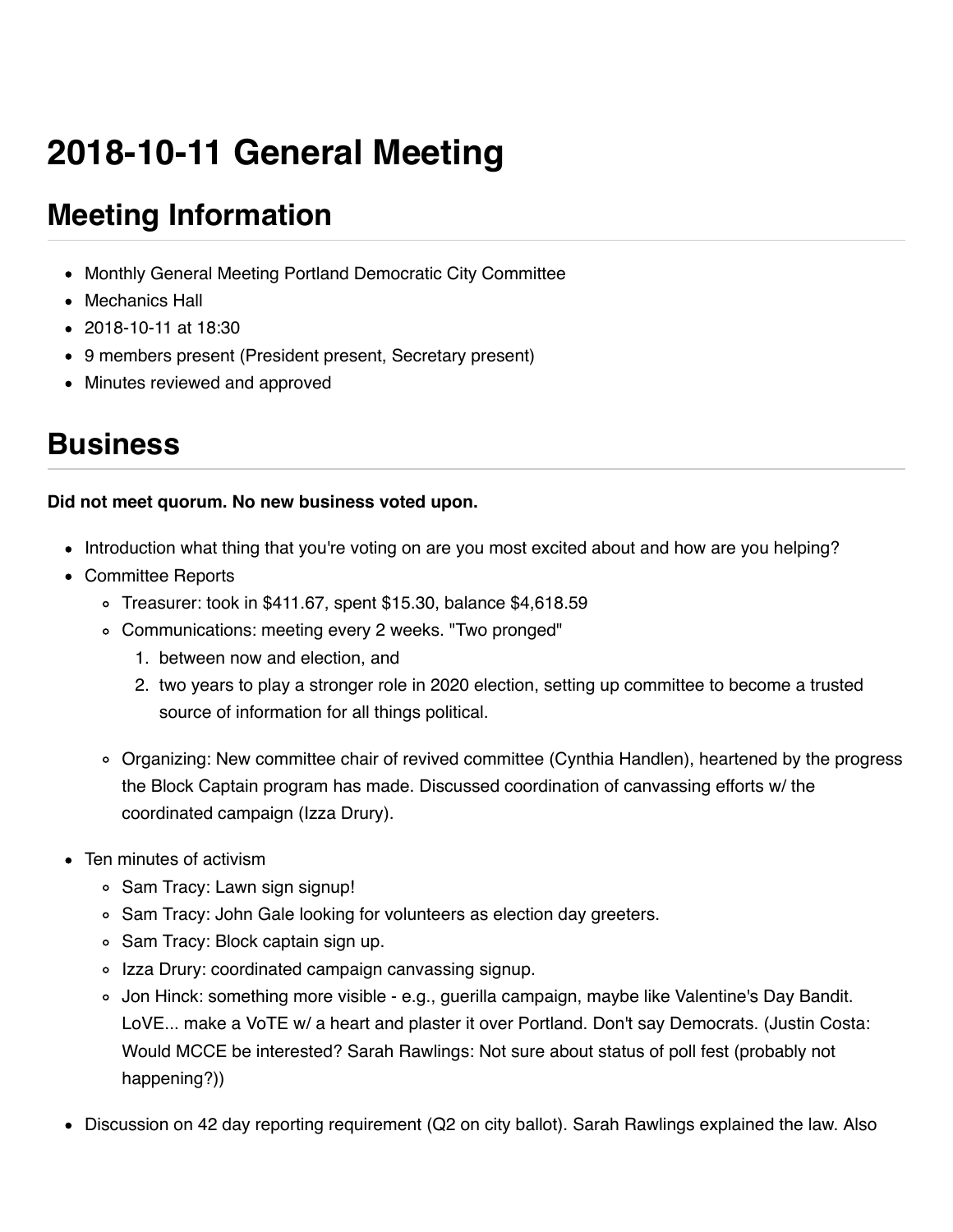# 2018-10-11 General Meeting

## Meeting Information

- Monthly General Meeting Portland Democratic City Committee
- Mechanics Hall
- 2018-10-11 at 18:30
- 9 members present (President present, Secretary present)
- Minutes reviewed and approved

## Business

**Did not meet quorum. No new business voted upon.**

- Introduction what thing that you're voting on are you most excited about and how are you helping?
- Committee Reports
    - Treasurer: took in $411.67, spent $15.30, balance $4,618.59
    - Communications: meeting every 2 weeks. "Two pronged"
        1. between now and election, and
        2. two years to play a stronger role in 2020 election, setting up committee to become a trusted source of information for all things political.
    - Organizing: New committee chair of revived committee (Cynthia Handlen), heartened by the progress the Block Captain program has made. Discussed coordination of canvassing efforts w/ the coordinated campaign (Izza Drury).
- Ten minutes of activism
    - Sam Tracy: Lawn sign signup!
    - Sam Tracy: John Gale looking for volunteers as election day greeters.
    - Sam Tracy: Block captain sign up.
    - Izza Drury: coordinated campaign canvassing signup.
    - Jon Hinck: something more visible - e.g., guerilla campaign, maybe like Valentine's Day Bandit. LoVE... make a VoTE w/ a heart and plaster it over Portland. Don't say Democrats. (Justin Costa: Would MCCE be interested? Sarah Rawlings: Not sure about status of poll fest (probably not happening?))
- Discussion on 42 day reporting requirement (Q2 on city ballot). Sarah Rawlings explained the law. Also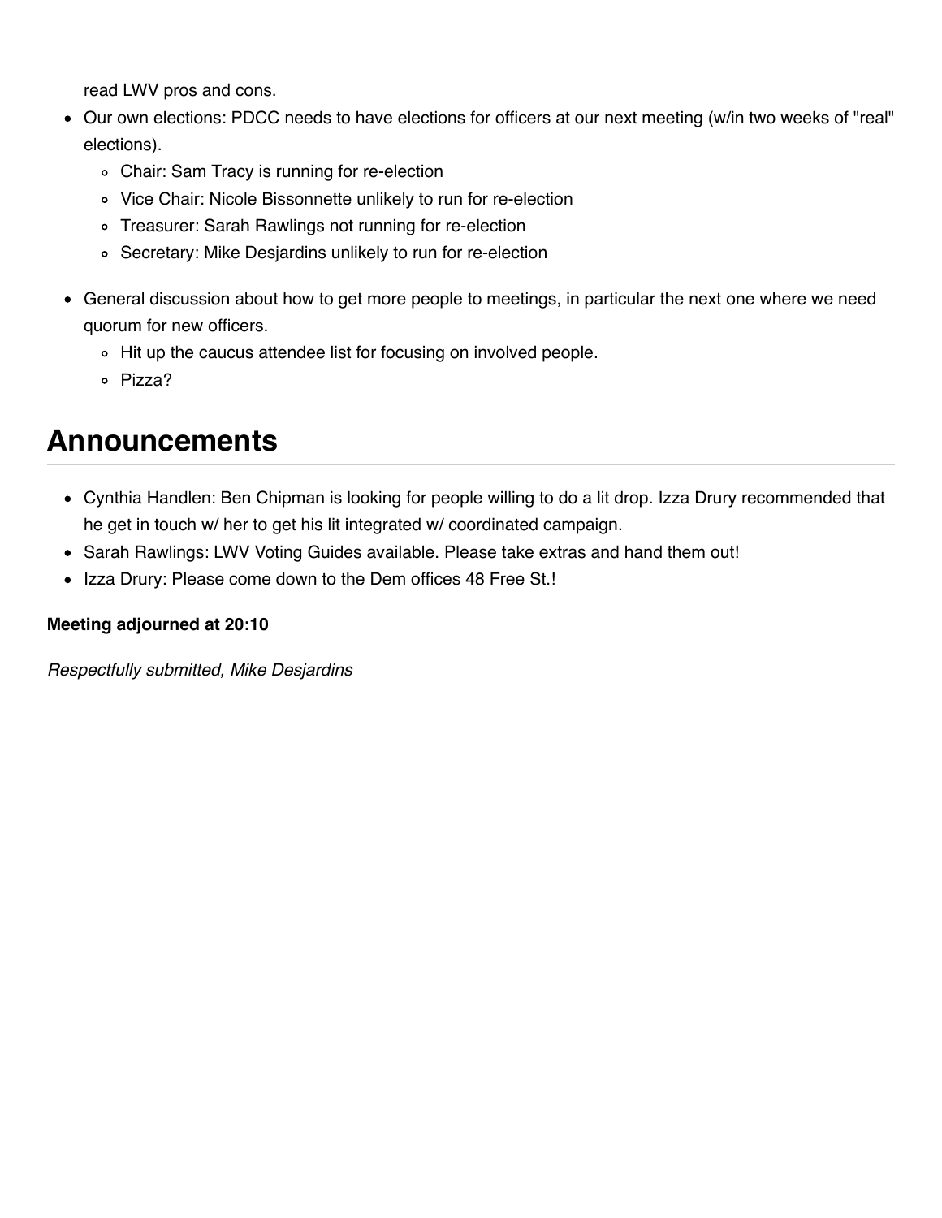read LWV pros and cons.

- Our own elections: PDCC needs to have elections for officers at our next meeting (w/in two weeks of "real" elections).
  - Chair: Sam Tracy is running for re-election
  - Vice Chair: Nicole Bissonnette unlikely to run for re-election
  - Treasurer: Sarah Rawlings not running for re-election
  - Secretary: Mike Desjardins unlikely to run for re-election
- General discussion about how to get more people to meetings, in particular the next one where we need quorum for new officers.
  - Hit up the caucus attendee list for focusing on involved people.
  - Pizza?

## Announcements

- Cynthia Handlen: Ben Chipman is looking for people willing to do a lit drop. Izza Drury recommended that he get in touch w/ her to get his lit integrated w/ coordinated campaign.
- Sarah Rawlings: LWV Voting Guides available. Please take extras and hand them out!
- Izza Drury: Please come down to the Dem offices 48 Free St.!

**Meeting adjourned at 20:10**

*Respectfully submitted, Mike Desjardins*